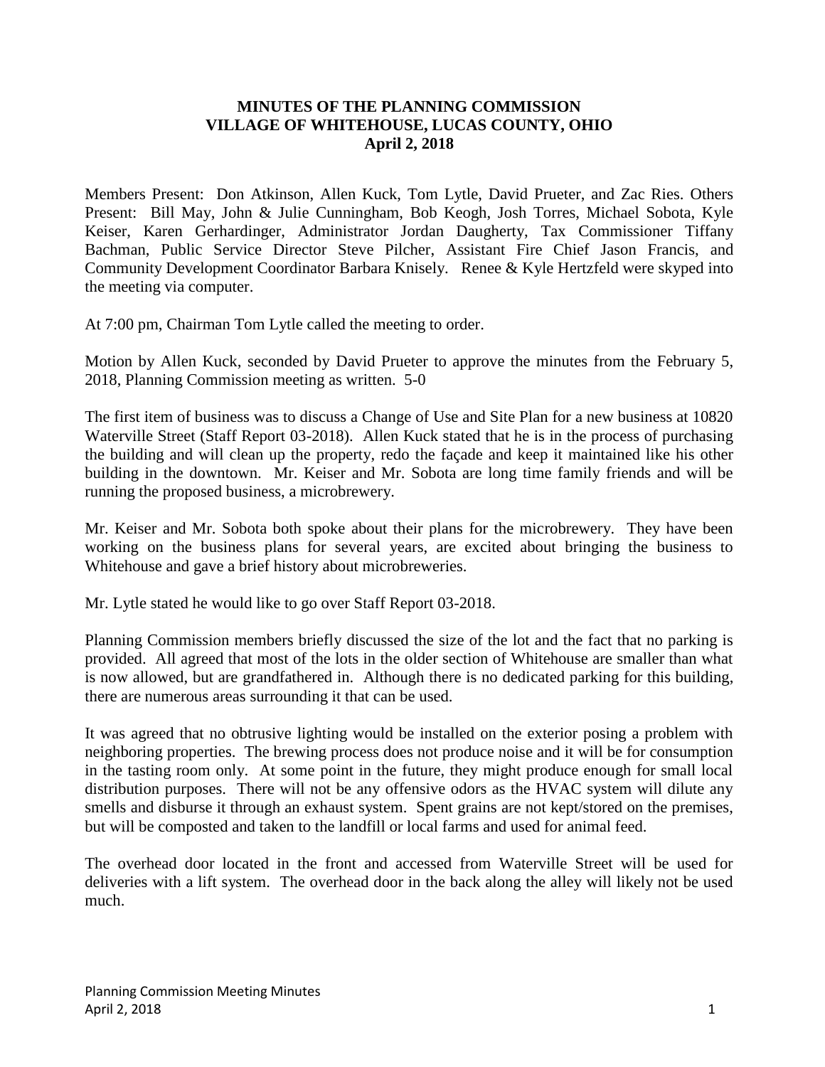**MINUTES OF THE PLANNING COMMISSION**
**VILLAGE OF WHITEHOUSE, LUCAS COUNTY, OHIO**
**April 2, 2018**

Members Present: Don Atkinson, Allen Kuck, Tom Lytle, David Prueter, and Zac Ries. Others Present: Bill May, John & Julie Cunningham, Bob Keogh, Josh Torres, Michael Sobota, Kyle Keiser, Karen Gerhardinger, Administrator Jordan Daugherty, Tax Commissioner Tiffany Bachman, Public Service Director Steve Pilcher, Assistant Fire Chief Jason Francis, and Community Development Coordinator Barbara Knisely. Renee & Kyle Hertzfeld were skyped into the meeting via computer.

At 7:00 pm, Chairman Tom Lytle called the meeting to order.

Motion by Allen Kuck, seconded by David Prueter to approve the minutes from the February 5, 2018, Planning Commission meeting as written. 5-0

The first item of business was to discuss a Change of Use and Site Plan for a new business at 10820 Waterville Street (Staff Report 03-2018). Allen Kuck stated that he is in the process of purchasing the building and will clean up the property, redo the façade and keep it maintained like his other building in the downtown. Mr. Keiser and Mr. Sobota are long time family friends and will be running the proposed business, a microbrewery.

Mr. Keiser and Mr. Sobota both spoke about their plans for the microbrewery. They have been working on the business plans for several years, are excited about bringing the business to Whitehouse and gave a brief history about microbreweries.

Mr. Lytle stated he would like to go over Staff Report 03-2018.

Planning Commission members briefly discussed the size of the lot and the fact that no parking is provided. All agreed that most of the lots in the older section of Whitehouse are smaller than what is now allowed, but are grandfathered in. Although there is no dedicated parking for this building, there are numerous areas surrounding it that can be used.

It was agreed that no obtrusive lighting would be installed on the exterior posing a problem with neighboring properties. The brewing process does not produce noise and it will be for consumption in the tasting room only. At some point in the future, they might produce enough for small local distribution purposes. There will not be any offensive odors as the HVAC system will dilute any smells and disburse it through an exhaust system. Spent grains are not kept/stored on the premises, but will be composted and taken to the landfill or local farms and used for animal feed.

The overhead door located in the front and accessed from Waterville Street will be used for deliveries with a lift system. The overhead door in the back along the alley will likely not be used much.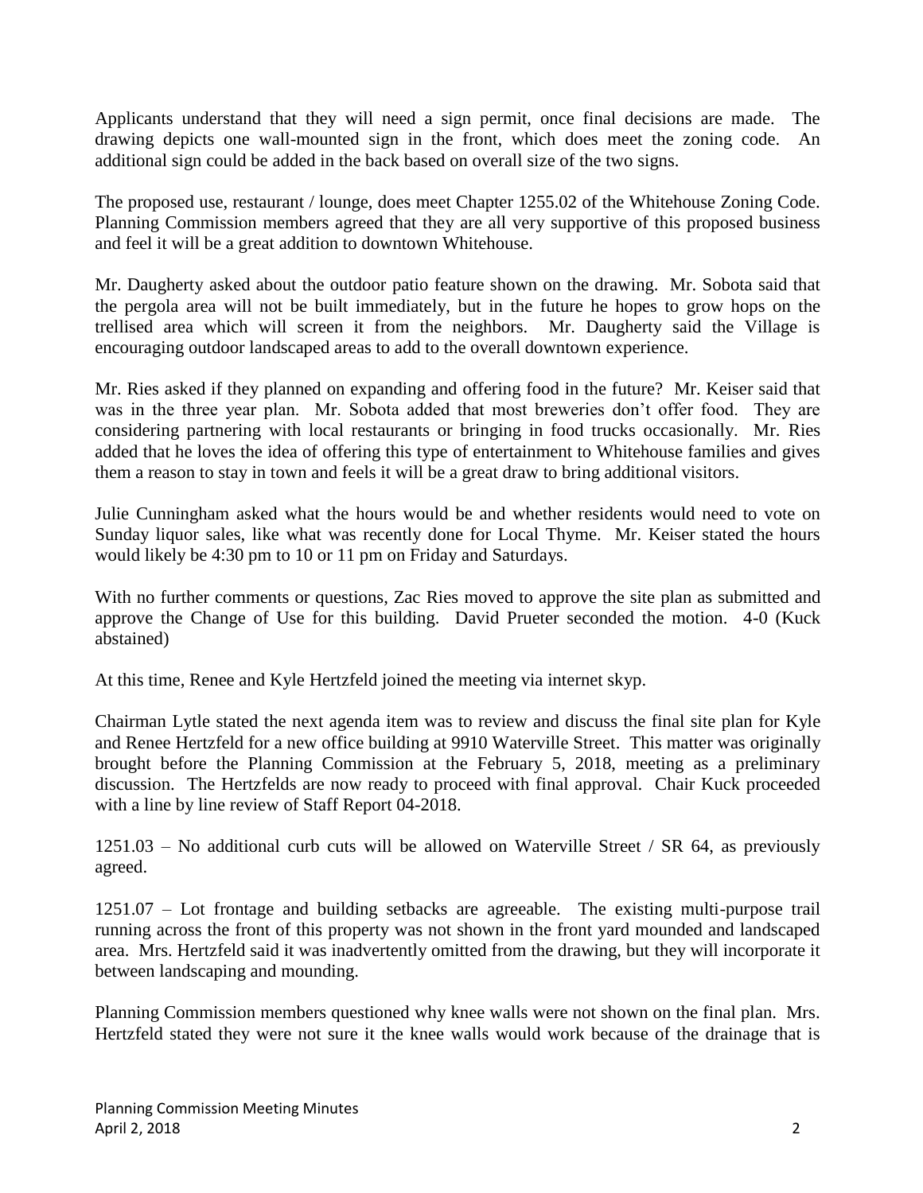Applicants understand that they will need a sign permit, once final decisions are made. The drawing depicts one wall-mounted sign in the front, which does meet the zoning code. An additional sign could be added in the back based on overall size of the two signs.

The proposed use, restaurant / lounge, does meet Chapter 1255.02 of the Whitehouse Zoning Code. Planning Commission members agreed that they are all very supportive of this proposed business and feel it will be a great addition to downtown Whitehouse.

Mr. Daugherty asked about the outdoor patio feature shown on the drawing. Mr. Sobota said that the pergola area will not be built immediately, but in the future he hopes to grow hops on the trellised area which will screen it from the neighbors. Mr. Daugherty said the Village is encouraging outdoor landscaped areas to add to the overall downtown experience.

Mr. Ries asked if they planned on expanding and offering food in the future? Mr. Keiser said that was in the three year plan. Mr. Sobota added that most breweries don't offer food. They are considering partnering with local restaurants or bringing in food trucks occasionally. Mr. Ries added that he loves the idea of offering this type of entertainment to Whitehouse families and gives them a reason to stay in town and feels it will be a great draw to bring additional visitors.

Julie Cunningham asked what the hours would be and whether residents would need to vote on Sunday liquor sales, like what was recently done for Local Thyme. Mr. Keiser stated the hours would likely be 4:30 pm to 10 or 11 pm on Friday and Saturdays.

With no further comments or questions, Zac Ries moved to approve the site plan as submitted and approve the Change of Use for this building. David Prueter seconded the motion. 4-0 (Kuck abstained)

At this time, Renee and Kyle Hertzfeld joined the meeting via internet skyp.

Chairman Lytle stated the next agenda item was to review and discuss the final site plan for Kyle and Renee Hertzfeld for a new office building at 9910 Waterville Street. This matter was originally brought before the Planning Commission at the February 5, 2018, meeting as a preliminary discussion. The Hertzfelds are now ready to proceed with final approval. Chair Kuck proceeded with a line by line review of Staff Report 04-2018.

1251.03 – No additional curb cuts will be allowed on Waterville Street / SR 64, as previously agreed.

1251.07 – Lot frontage and building setbacks are agreeable. The existing multi-purpose trail running across the front of this property was not shown in the front yard mounded and landscaped area. Mrs. Hertzfeld said it was inadvertently omitted from the drawing, but they will incorporate it between landscaping and mounding.

Planning Commission members questioned why knee walls were not shown on the final plan. Mrs. Hertzfeld stated they were not sure it the knee walls would work because of the drainage that is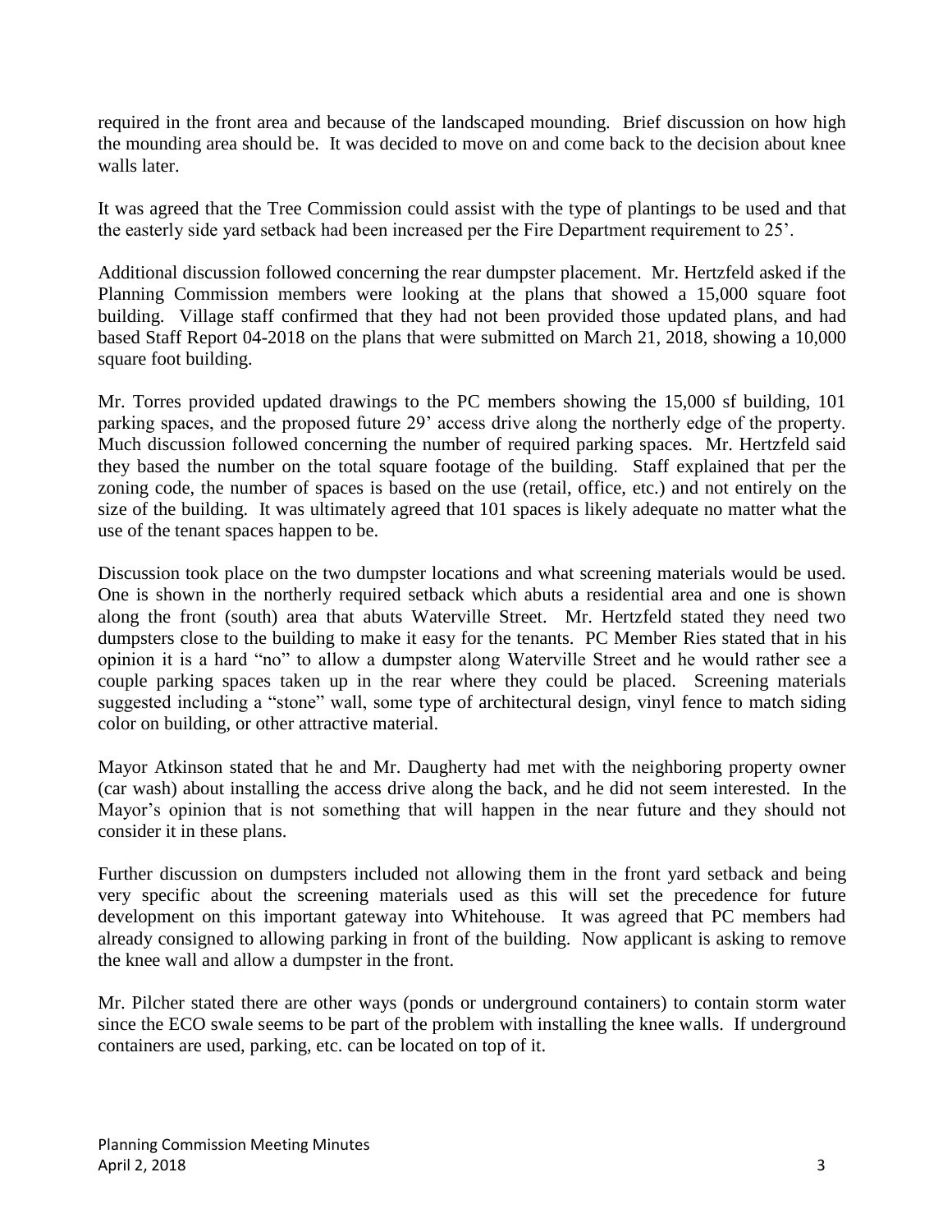required in the front area and because of the landscaped mounding. Brief discussion on how high the mounding area should be. It was decided to move on and come back to the decision about knee walls later.

It was agreed that the Tree Commission could assist with the type of plantings to be used and that the easterly side yard setback had been increased per the Fire Department requirement to 25'.

Additional discussion followed concerning the rear dumpster placement. Mr. Hertzfeld asked if the Planning Commission members were looking at the plans that showed a 15,000 square foot building. Village staff confirmed that they had not been provided those updated plans, and had based Staff Report 04-2018 on the plans that were submitted on March 21, 2018, showing a 10,000 square foot building.

Mr. Torres provided updated drawings to the PC members showing the 15,000 sf building, 101 parking spaces, and the proposed future 29' access drive along the northerly edge of the property. Much discussion followed concerning the number of required parking spaces. Mr. Hertzfeld said they based the number on the total square footage of the building. Staff explained that per the zoning code, the number of spaces is based on the use (retail, office, etc.) and not entirely on the size of the building. It was ultimately agreed that 101 spaces is likely adequate no matter what the use of the tenant spaces happen to be.

Discussion took place on the two dumpster locations and what screening materials would be used. One is shown in the northerly required setback which abuts a residential area and one is shown along the front (south) area that abuts Waterville Street. Mr. Hertzfeld stated they need two dumpsters close to the building to make it easy for the tenants. PC Member Ries stated that in his opinion it is a hard "no" to allow a dumpster along Waterville Street and he would rather see a couple parking spaces taken up in the rear where they could be placed. Screening materials suggested including a "stone" wall, some type of architectural design, vinyl fence to match siding color on building, or other attractive material.

Mayor Atkinson stated that he and Mr. Daugherty had met with the neighboring property owner (car wash) about installing the access drive along the back, and he did not seem interested. In the Mayor's opinion that is not something that will happen in the near future and they should not consider it in these plans.

Further discussion on dumpsters included not allowing them in the front yard setback and being very specific about the screening materials used as this will set the precedence for future development on this important gateway into Whitehouse. It was agreed that PC members had already consigned to allowing parking in front of the building. Now applicant is asking to remove the knee wall and allow a dumpster in the front.

Mr. Pilcher stated there are other ways (ponds or underground containers) to contain storm water since the ECO swale seems to be part of the problem with installing the knee walls. If underground containers are used, parking, etc. can be located on top of it.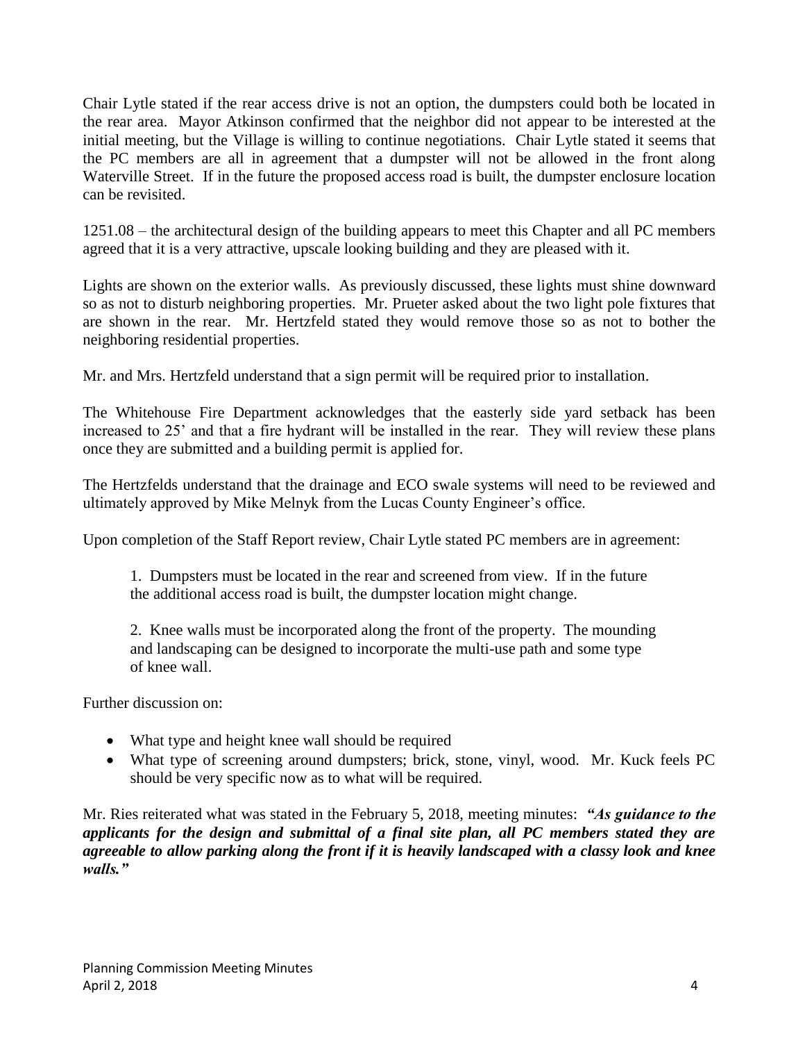Chair Lytle stated if the rear access drive is not an option, the dumpsters could both be located in the rear area. Mayor Atkinson confirmed that the neighbor did not appear to be interested at the initial meeting, but the Village is willing to continue negotiations. Chair Lytle stated it seems that the PC members are all in agreement that a dumpster will not be allowed in the front along Waterville Street. If in the future the proposed access road is built, the dumpster enclosure location can be revisited.

1251.08 – the architectural design of the building appears to meet this Chapter and all PC members agreed that it is a very attractive, upscale looking building and they are pleased with it.

Lights are shown on the exterior walls. As previously discussed, these lights must shine downward so as not to disturb neighboring properties. Mr. Prueter asked about the two light pole fixtures that are shown in the rear. Mr. Hertzfeld stated they would remove those so as not to bother the neighboring residential properties.

Mr. and Mrs. Hertzfeld understand that a sign permit will be required prior to installation.

The Whitehouse Fire Department acknowledges that the easterly side yard setback has been increased to 25' and that a fire hydrant will be installed in the rear. They will review these plans once they are submitted and a building permit is applied for.

The Hertzfelds understand that the drainage and ECO swale systems will need to be reviewed and ultimately approved by Mike Melnyk from the Lucas County Engineer's office.

Upon completion of the Staff Report review, Chair Lytle stated PC members are in agreement:

1. Dumpsters must be located in the rear and screened from view. If in the future the additional access road is built, the dumpster location might change.

2. Knee walls must be incorporated along the front of the property. The mounding and landscaping can be designed to incorporate the multi-use path and some type of knee wall.

Further discussion on:

- What type and height knee wall should be required
- What type of screening around dumpsters; brick, stone, vinyl, wood. Mr. Kuck feels PC should be very specific now as to what will be required.

Mr. Ries reiterated what was stated in the February 5, 2018, meeting minutes: ***"As guidance to the applicants for the design and submittal of a final site plan, all PC members stated they are agreeable to allow parking along the front if it is heavily landscaped with a classy look and knee walls."***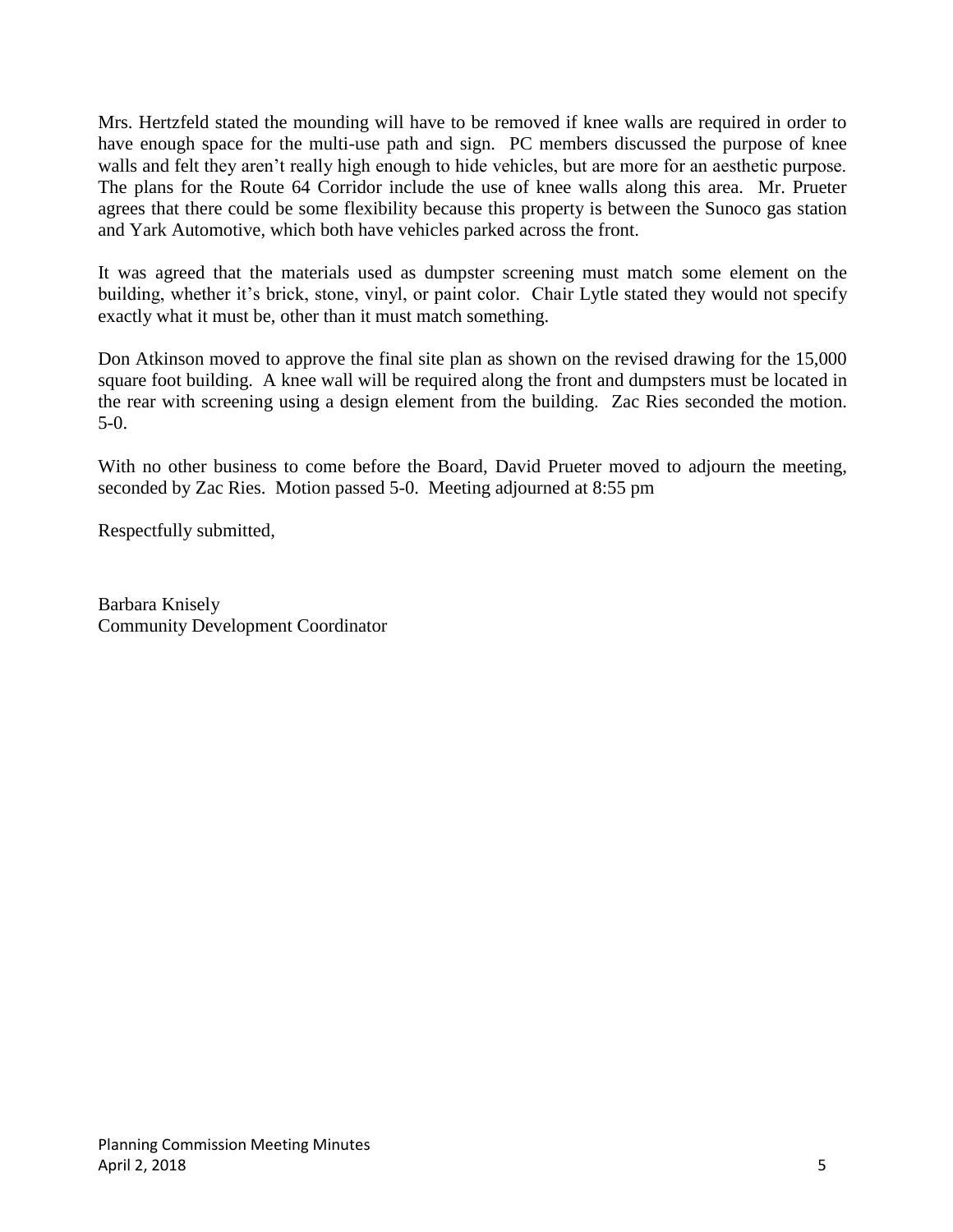Mrs. Hertzfeld stated the mounding will have to be removed if knee walls are required in order to have enough space for the multi-use path and sign. PC members discussed the purpose of knee walls and felt they aren't really high enough to hide vehicles, but are more for an aesthetic purpose. The plans for the Route 64 Corridor include the use of knee walls along this area. Mr. Prueter agrees that there could be some flexibility because this property is between the Sunoco gas station and Yark Automotive, which both have vehicles parked across the front.

It was agreed that the materials used as dumpster screening must match some element on the building, whether it's brick, stone, vinyl, or paint color. Chair Lytle stated they would not specify exactly what it must be, other than it must match something.

Don Atkinson moved to approve the final site plan as shown on the revised drawing for the 15,000 square foot building. A knee wall will be required along the front and dumpsters must be located in the rear with screening using a design element from the building. Zac Ries seconded the motion. 5-0.

With no other business to come before the Board, David Prueter moved to adjourn the meeting, seconded by Zac Ries. Motion passed 5-0. Meeting adjourned at 8:55 pm

Respectfully submitted,

Barbara Knisely
Community Development Coordinator